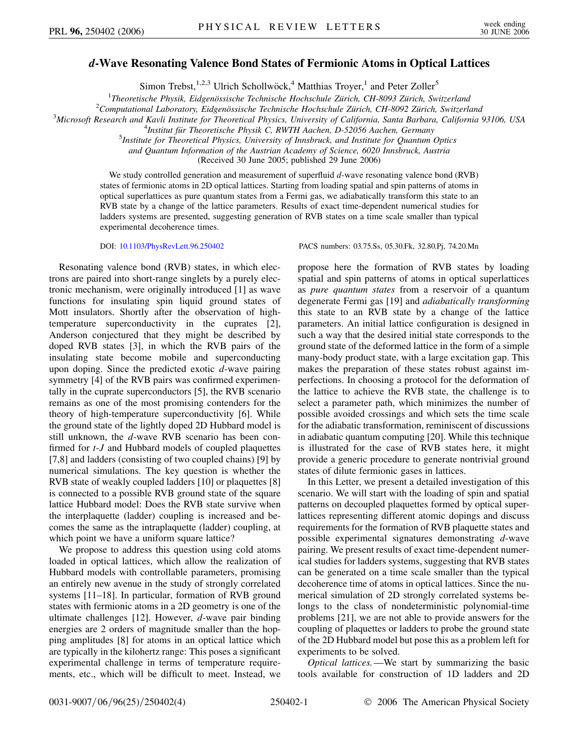# *d*-Wave Resonating Valence Bond States of Fermionic Atoms in Optical Lattices

Simon Trebst,[1,2,3] Ulrich Schollwöck,[4] Matthias Troyer,[1] and Peter Zoller[5]

[1]*Theoretische Physik, Eidgenössische Technische Hochschule Zürich, CH-8093 Zürich, Switzerland*

[2]*Computational Laboratory, Eidgenössische Technische Hochschule Zürich, CH-8092 Zürich, Switzerland*

[3]*Microsoft Research and Kavli Institute for Theoretical Physics, University of California, Santa Barbara, California 93106, USA*

[4]*Institut für Theoretische Physik C, RWTH Aachen, D-52056 Aachen, Germany*

[5]*Institute for Theoretical Physics, University of Innsbruck, and Institute for Quantum Optics and Quantum Information of the Austrian Academy of Science, 6020 Innsbruck, Austria*

(Received 30 June 2005; published 29 June 2006)

We study controlled generation and measurement of superfluid *d*-wave resonating valence bond (RVB) states of fermionic atoms in 2D optical lattices. Starting from loading spatial and spin patterns of atoms in optical superlattices as pure quantum states from a Fermi gas, we adiabatically transform this state to an RVB state by a change of the lattice parameters. Results of exact time-dependent numerical studies for ladders systems are presented, suggesting generation of RVB states on a time scale smaller than typical experimental decoherence times.

DOI: 10.1103/PhysRevLett.96.250402 PACS numbers: 03.75.Ss, 05.30.Fk, 32.80.Pj, 74.20.Mn

Resonating valence bond (RVB) states, in which electrons are paired into short-range singlets by a purely electronic mechanism, were originally introduced [1] as wave functions for insulating spin liquid ground states of Mott insulators. Shortly after the observation of high-temperature superconductivity in the cuprates [2], Anderson conjectured that they might be described by doped RVB states [3], in which the RVB pairs of the insulating state become mobile and superconducting upon doping. Since the predicted exotic *d*-wave pairing symmetry [4] of the RVB pairs was confirmed experimentally in the cuprate superconductors [5], the RVB scenario remains as one of the most promising contenders for the theory of high-temperature superconductivity [6]. While the ground state of the lightly doped 2D Hubbard model is still unknown, the *d*-wave RVB scenario has been confirmed for *t*-*J* and Hubbard models of coupled plaquettes [7,8] and ladders (consisting of two coupled chains) [9] by numerical simulations. The key question is whether the RVB state of weakly coupled ladders [10] or plaquettes [8] is connected to a possible RVB ground state of the square lattice Hubbard model: Does the RVB state survive when the interplaquette (ladder) coupling is increased and becomes the same as the intraplaquette (ladder) coupling, at which point we have a uniform square lattice?

We propose to address this question using cold atoms loaded in optical lattices, which allow the realization of Hubbard models with controllable parameters, promising an entirely new avenue in the study of strongly correlated systems [11–18]. In particular, formation of RVB ground states with fermionic atoms in a 2D geometry is one of the ultimate challenges [12]. However, *d*-wave pair binding energies are 2 orders of magnitude smaller than the hopping amplitudes [8] for atoms in an optical lattice which are typically in the kilohertz range: This poses a significant experimental challenge in terms of temperature requirements, etc., which will be difficult to meet. Instead, we propose here the formation of RVB states by loading spatial and spin patterns of atoms in optical superlattices as *pure quantum states* from a reservoir of a quantum degenerate Fermi gas [19] and *adiabatically transforming* this state to an RVB state by a change of the lattice parameters. An initial lattice configuration is designed in such a way that the desired initial state corresponds to the ground state of the deformed lattice in the form of a simple many-body product state, with a large excitation gap. This makes the preparation of these states robust against imperfections. In choosing a protocol for the deformation of the lattice to achieve the RVB state, the challenge is to select a parameter path, which minimizes the number of possible avoided crossings and which sets the time scale for the adiabatic transformation, reminiscent of discussions in adiabatic quantum computing [20]. While this technique is illustrated for the case of RVB states here, it might provide a generic procedure to generate nontrivial ground states of dilute fermionic gases in lattices.

In this Letter, we present a detailed investigation of this scenario. We will start with the loading of spin and spatial patterns on decoupled plaquettes formed by optical superlattices representing different atomic dopings and discuss requirements for the formation of RVB plaquette states and possible experimental signatures demonstrating *d*-wave pairing. We present results of exact time-dependent numerical studies for ladders systems, suggesting that RVB states can be generated on a time scale smaller than the typical decoherence time of atoms in optical lattices. Since the numerical simulation of 2D strongly correlated systems belongs to the class of nondeterministic polynomial-time problems [21], we are not able to provide answers for the coupling of plaquettes or ladders to probe the ground state of the 2D Hubbard model but pose this as a problem left for experiments to be solved.

*Optical lattices.*—We start by summarizing the basic tools available for construction of 1D ladders and 2D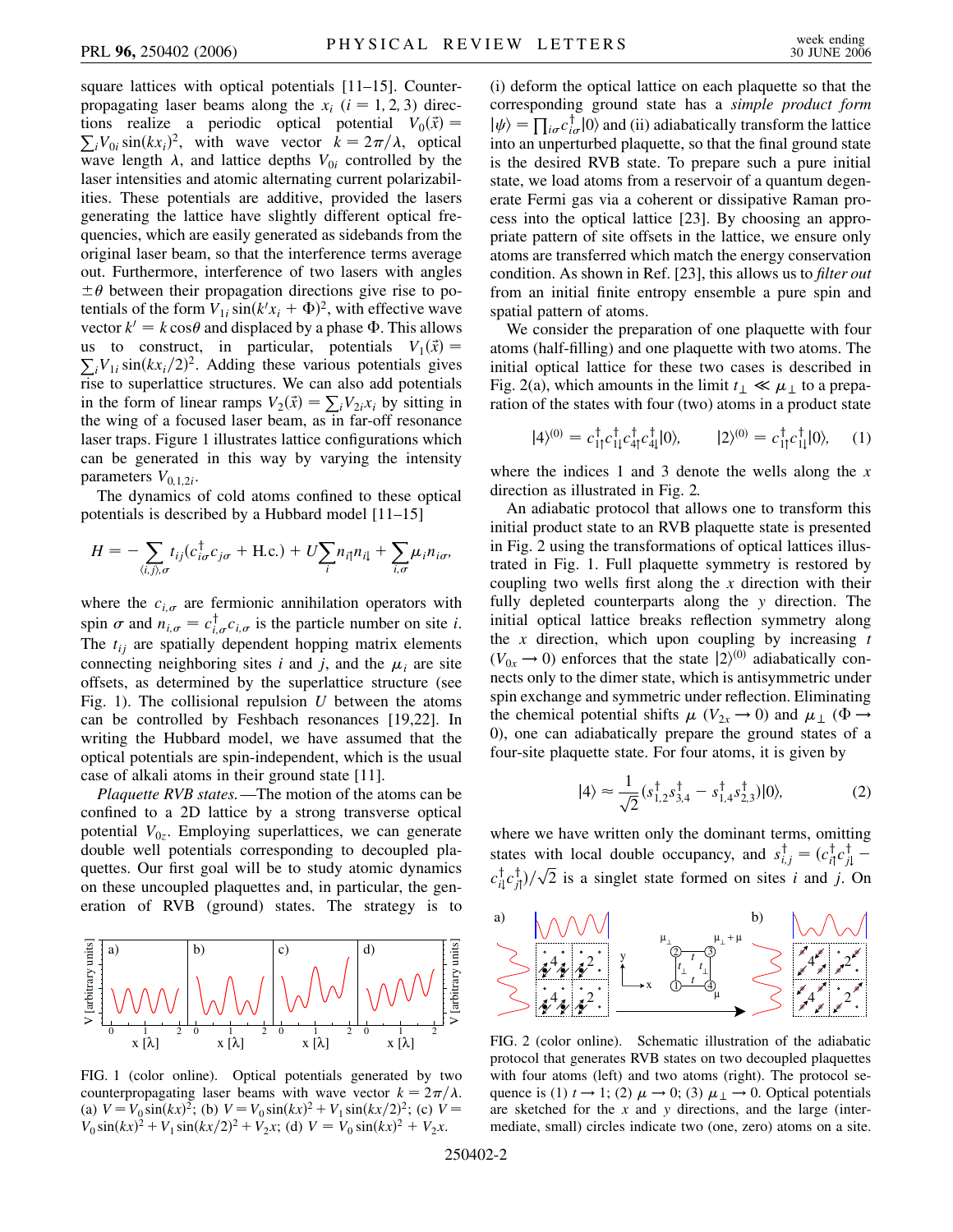square lattices with optical potentials [11–15]. Counter-propagating laser beams along the $x_i$ $(i = 1, 2, 3)$ directions realize a periodic optical potential $V_0(\vec{x}) = \sum_i V_{0i} \sin(kx_i)^2$, with wave vector $k = 2\pi/\lambda$, optical wave length $\lambda$, and lattice depths $V_{0i}$ controlled by the laser intensities and atomic alternating current polarizabilities. These potentials are additive, provided the lasers generating the lattice have slightly different optical frequencies, which are easily generated as sidebands from the original laser beam, so that the interference terms average out. Furthermore, interference of two lasers with angles $\pm\theta$ between their propagation directions give rise to potentials of the form $V_{1i} \sin(k' x_i + \Phi)^2$, with effective wave vector $k' = k \cos\theta$ and displaced by a phase $\Phi$. This allows us to construct, in particular, potentials $V_1(\vec{x}) = \sum_i V_{1i} \sin(kx_i/2)^2$. Adding these various potentials gives rise to superlattice structures. We can also add potentials in the form of linear ramps $V_2(\vec{x}) = \sum_i V_{2i} x_i$ by sitting in the wing of a focused laser beam, as in far-off resonance laser traps. Figure 1 illustrates lattice configurations which can be generated in this way by varying the intensity parameters $V_{0,1,2i}$.

The dynamics of cold atoms confined to these optical potentials is described by a Hubbard model [11–15]

$$H = -\sum_{\langle i,j\rangle,\sigma} t_{ij}(c_{i\sigma}^\dagger c_{j\sigma} + \text{H.c.}) + U\sum_i n_{i\uparrow}n_{i\downarrow} + \sum_{i,\sigma} \mu_i n_{i\sigma},$$

where the $c_{i,\sigma}$ are fermionic annihilation operators with spin $\sigma$ and $n_{i,\sigma} = c_{i,\sigma}^\dagger c_{i,\sigma}$ is the particle number on site $i$. The $t_{ij}$ are spatially dependent hopping matrix elements connecting neighboring sites $i$ and $j$, and the $\mu_i$ are site offsets, as determined by the superlattice structure (see Fig. 1). The collisional repulsion $U$ between the atoms can be controlled by Feshbach resonances [19,22]. In writing the Hubbard model, we have assumed that the optical potentials are spin-independent, which is the usual case of alkali atoms in their ground state [11].

*Plaquette RVB states.*—The motion of the atoms can be confined to a 2D lattice by a strong transverse optical potential $V_{0z}$. Employing superlattices, we can generate double well potentials corresponding to decoupled plaquettes. Our first goal will be to study atomic dynamics on these uncoupled plaquettes and, in particular, the generation of RVB (ground) states. The strategy is to (i) deform the optical lattice on each plaquette so that the corresponding ground state has a *simple product form* $|\psi\rangle = \prod_{i\sigma} c_{i\sigma}^\dagger |0\rangle$ and (ii) adiabatically transform the lattice into an unperturbed plaquette, so that the final ground state is the desired RVB state. To prepare such a pure initial state, we load atoms from a reservoir of a quantum degenerate Fermi gas via a coherent or dissipative Raman process into the optical lattice [23]. By choosing an appropriate pattern of site offsets in the lattice, we ensure only atoms are transferred which match the energy conservation condition. As shown in Ref. [23], this allows us to *filter out* from an initial finite entropy ensemble a pure spin and spatial pattern of atoms.

FIG. 1 (color online). Optical potentials generated by two counterpropagating laser beams with wave vector $k = 2\pi/\lambda$. (a) $V = V_0 \sin(kx)^2$; (b) $V = V_0 \sin(kx)^2 + V_1 \sin(kx/2)^2$; (c) $V = V_0 \sin(kx)^2 + V_1 \sin(kx/2)^2 + V_2 x$; (d) $V = V_0 \sin(kx)^2 + V_2 x$.

We consider the preparation of one plaquette with four atoms (half-filling) and one plaquette with two atoms. The initial optical lattice for these two cases is described in Fig. 2(a), which amounts in the limit $t_\perp \ll \mu_\perp$ to a preparation of the states with four (two) atoms in a product state

$$|4\rangle^{(0)} = c_{1\uparrow}^\dagger c_{1\downarrow}^\dagger c_{4\uparrow}^\dagger c_{4\downarrow}^\dagger |0\rangle, \qquad |2\rangle^{(0)} = c_{1\uparrow}^\dagger c_{1\downarrow}^\dagger |0\rangle, \tag{1}$$

where the indices 1 and 3 denote the wells along the $x$ direction as illustrated in Fig. 2.

An adiabatic protocol that allows one to transform this initial product state to an RVB plaquette state is presented in Fig. 2 using the transformations of optical lattices illustrated in Fig. 1. Full plaquette symmetry is restored by coupling two wells first along the $x$ direction with their fully depleted counterparts along the $y$ direction. The initial optical lattice breaks reflection symmetry along the $x$ direction, which upon coupling by increasing $t$ ($V_{0x} \to 0$) enforces that the state $|2\rangle^{(0)}$ adiabatically connects only to the dimer state, which is antisymmetric under spin exchange and symmetric under reflection. Eliminating the chemical potential shifts $\mu$ ($V_{2x} \to 0$) and $\mu_\perp$ ($\Phi \to 0$), one can adiabatically prepare the ground states of a four-site plaquette state. For four atoms, it is given by

$$|4\rangle \approx \frac{1}{\sqrt{2}}(s_{1,2}^\dagger s_{3,4}^\dagger - s_{1,4}^\dagger s_{2,3}^\dagger)|0\rangle, \tag{2}$$

where we have written only the dominant terms, omitting states with local double occupancy, and $s_{i,j}^\dagger = (c_{i\uparrow}^\dagger c_{j\downarrow}^\dagger - c_{i\downarrow}^\dagger c_{j\uparrow}^\dagger)/\sqrt{2}$ is a singlet state formed on sites $i$ and $j$. On

FIG. 2 (color online). Schematic illustration of the adiabatic protocol that generates RVB states on two decoupled plaquettes with four atoms (left) and two atoms (right). The protocol sequence is (1) $t \to 1$; (2) $\mu \to 0$; (3) $\mu_\perp \to 0$. Optical potentials are sketched for the $x$ and $y$ directions, and the large (intermediate, small) circles indicate two (one, zero) atoms on a site.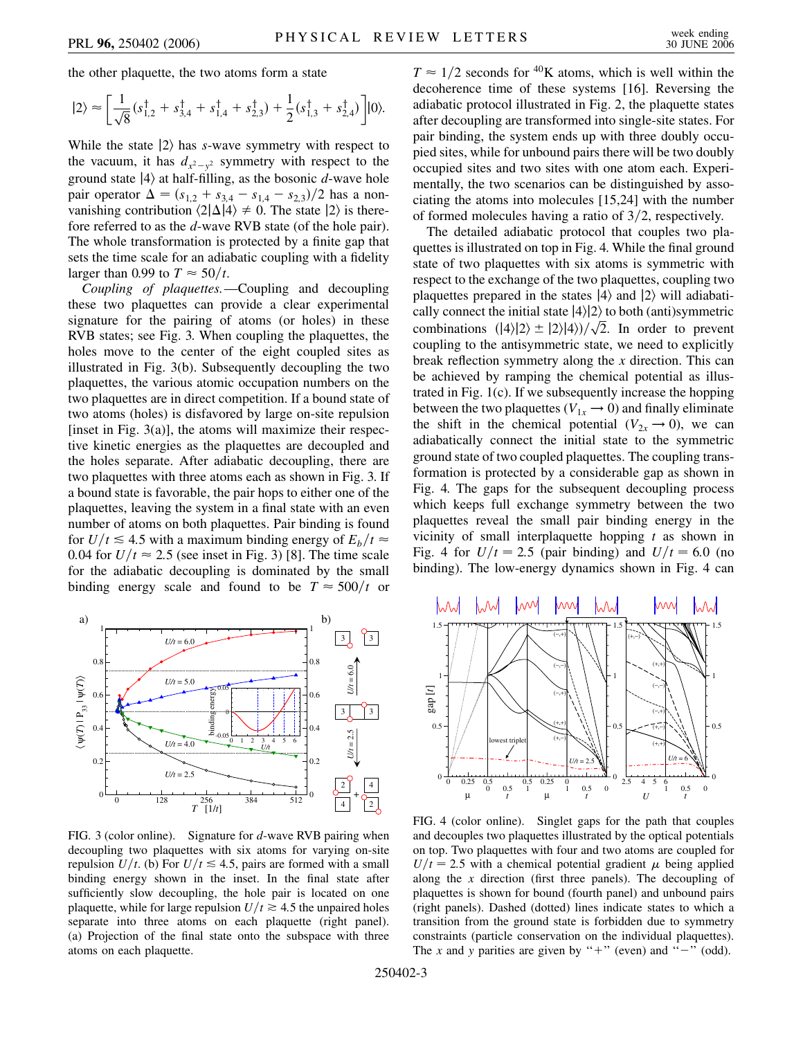the other plaquette, the two atoms form a state

$$|2\rangle \approx \left[\frac{1}{\sqrt{8}}(s^\dagger_{1,2} + s^\dagger_{3,4} + s^\dagger_{1,4} + s^\dagger_{2,3}) + \frac{1}{2}(s^\dagger_{1,3} + s^\dagger_{2,4})\right]|0\rangle.$$

While the state $|2\rangle$ has $s$-wave symmetry with respect to the vacuum, it has $d_{x^2-y^2}$ symmetry with respect to the ground state $|4\rangle$ at half-filling, as the bosonic $d$-wave hole pair operator $\Delta = (s_{1,2} + s_{3,4} - s_{1,4} - s_{2,3})/2$ has a nonvanishing contribution $\langle 2|\Delta|4\rangle \neq 0$. The state $|2\rangle$ is therefore referred to as the $d$-wave RVB state (of the hole pair). The whole transformation is protected by a finite gap that sets the time scale for an adiabatic coupling with a fidelity larger than 0.99 to $T \approx 50/t$.

*Coupling of plaquettes.*—Coupling and decoupling these two plaquettes can provide a clear experimental signature for the pairing of atoms (or holes) in these RVB states; see Fig. 3. When coupling the plaquettes, the holes move to the center of the eight coupled sites as illustrated in Fig. 3(b). Subsequently decoupling the two plaquettes, the various atomic occupation numbers on the two plaquettes are in direct competition. If a bound state of two atoms (holes) is disfavored by large on-site repulsion [inset in Fig. 3(a)], the atoms will maximize their respective kinetic energies as the plaquettes are decoupled and the holes separate. After adiabatic decoupling, there are two plaquettes with three atoms each as shown in Fig. 3. If a bound state is favorable, the pair hops to either one of the plaquettes, leaving the system in a final state with an even number of atoms on both plaquettes. Pair binding is found for $U/t \lesssim 4.5$ with a maximum binding energy of $E_b/t \approx 0.04$ for $U/t \approx 2.5$ (see inset in Fig. 3) [8]. The time scale for the adiabatic decoupling is dominated by the small binding energy scale and found to be $T \approx 500/t$ or $T \approx 1/2$ seconds for $^{40}$K atoms, which is well within the decoherence time of these systems [16]. Reversing the adiabatic protocol illustrated in Fig. 2, the plaquette states after decoupling are transformed into single-site states. For pair binding, the system ends up with three doubly occupied sites, while for unbound pairs there will be two doubly occupied sites and two sites with one atom each. Experimentally, the two scenarios can be distinguished by associating the atoms into molecules [15,24] with the number of formed molecules having a ratio of $3/2$, respectively.

The detailed adiabatic protocol that couples two plaquettes is illustrated on top in Fig. 4. While the final ground state of two plaquettes with six atoms is symmetric with respect to the exchange of the two plaquettes, coupling two plaquettes prepared in the states $|4\rangle$ and $|2\rangle$ will adiabatically connect the initial state $|4\rangle|2\rangle$ to both (anti)symmetric combinations $(|4\rangle|2\rangle \pm |2\rangle|4\rangle)/\sqrt{2}$. In order to prevent coupling to the antisymmetric state, we need to explicitly break reflection symmetry along the $x$ direction. This can be achieved by ramping the chemical potential as illustrated in Fig. 1(c). If we subsequently increase the hopping between the two plaquettes ($V_{1x} \rightarrow 0$) and finally eliminate the shift in the chemical potential ($V_{2x} \rightarrow 0$), we can adiabatically connect the initial state to the symmetric ground state of two coupled plaquettes. The coupling transformation is protected by a considerable gap as shown in Fig. 4. The gaps for the subsequent decoupling process which keeps full exchange symmetry between the two plaquettes reveal the small pair binding energy in the vicinity of small interplaquette hopping $t$ as shown in Fig. 4 for $U/t = 2.5$ (pair binding) and $U/t = 6.0$ (no binding). The low-energy dynamics shown in Fig. 4 can

FIG. 3 (color online). Signature for $d$-wave RVB pairing when decoupling two plaquettes with six atoms for varying on-site repulsion $U/t$. (b) For $U/t \lesssim 4.5$, pairs are formed with a small binding energy shown in the inset. In the final state after sufficiently slow decoupling, the hole pair is located on one plaquette, while for large repulsion $U/t \gtrsim 4.5$ the unpaired holes separate into three atoms on each plaquette (right panel). (a) Projection of the final state onto the subspace with three atoms on each plaquette.

FIG. 4 (color online). Singlet gaps for the path that couples and decouples two plaquettes illustrated by the optical potentials on top. Two plaquettes with four and two atoms are coupled for $U/t = 2.5$ with a chemical potential gradient $\mu$ being applied along the $x$ direction (first three panels). The decoupling of plaquettes is shown for bound (fourth panel) and unbound pairs (right panels). Dashed (dotted) lines indicate states to which a transition from the ground state is forbidden due to symmetry constraints (particle conservation on the individual plaquettes). The $x$ and $y$ parities are given by "+" (even) and "−" (odd).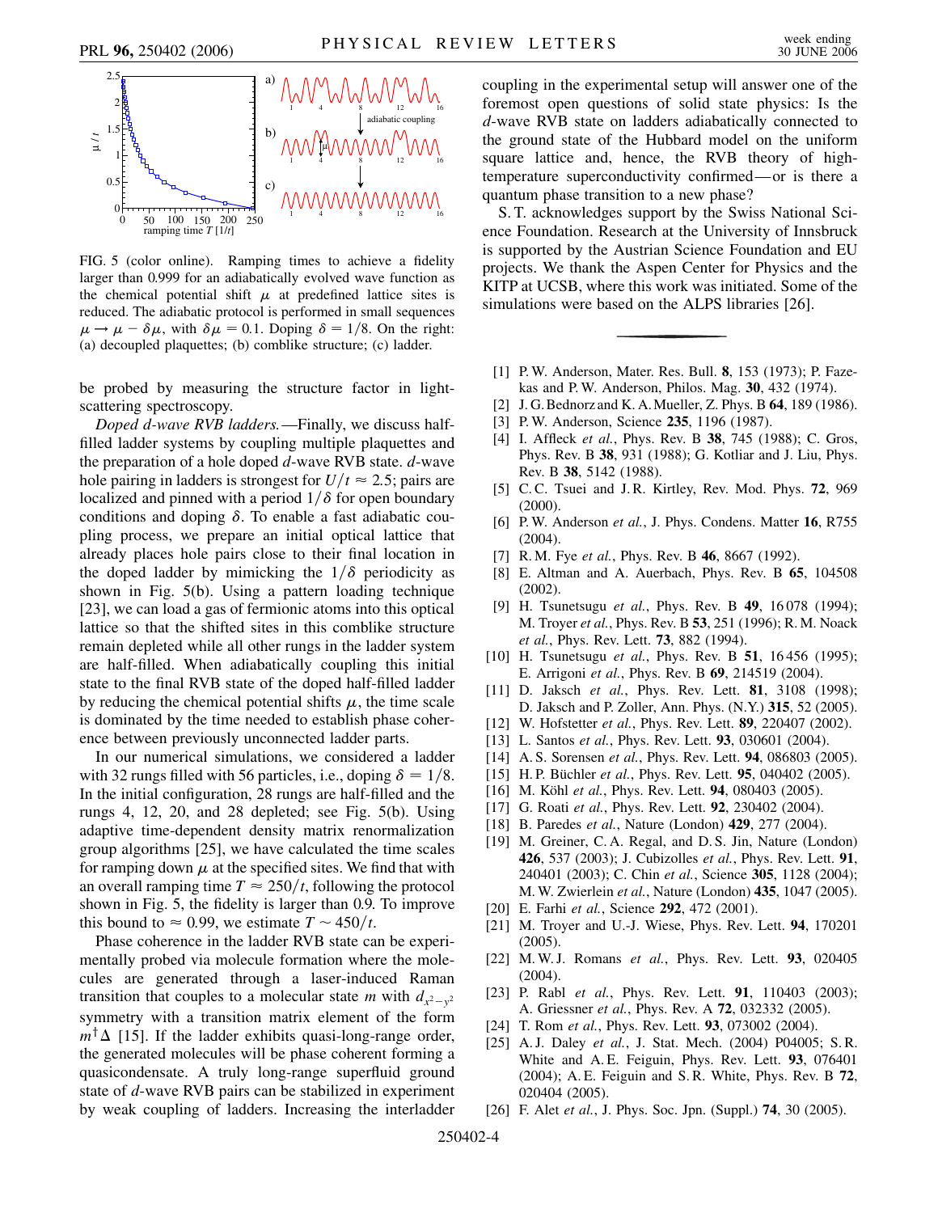2.5
2
1.5
1
0.5
0
$\mu / t$
0 50 100 150 200 250
ramping time $T$ [1/t]

a) 1 4 8 12 16
adiabatic coupling
b) 1 4 $\mu$ 8 12 16
c) 1 4 8 12 16

FIG. 5 (color online). Ramping times to achieve a fidelity larger than 0.999 for an adiabatically evolved wave function as the chemical potential shift $\mu$ at predefined lattice sites is reduced. The adiabatic protocol is performed in small sequences $\mu \to \mu - \delta\mu$, with $\delta\mu = 0.1$. Doping $\delta = 1/8$. On the right: (a) decoupled plaquettes; (b) comblike structure; (c) ladder.

be probed by measuring the structure factor in light-scattering spectroscopy.

*Doped d-wave RVB ladders.*—Finally, we discuss half-filled ladder systems by coupling multiple plaquettes and the preparation of a hole doped *d*-wave RVB state. *d*-wave hole pairing in ladders is strongest for $U/t \approx 2.5$; pairs are localized and pinned with a period $1/\delta$ for open boundary conditions and doping $\delta$. To enable a fast adiabatic coupling process, we prepare an initial optical lattice that already places hole pairs close to their final location in the doped ladder by mimicking the $1/\delta$ periodicity as shown in Fig. 5(b). Using a pattern loading technique [23], we can load a gas of fermionic atoms into this optical lattice so that the shifted sites in this comblike structure remain depleted while all other rungs in the ladder system are half-filled. When adiabatically coupling this initial state to the final RVB state of the doped half-filled ladder by reducing the chemical potential shifts $\mu$, the time scale is dominated by the time needed to establish phase coherence between previously unconnected ladder parts.

In our numerical simulations, we considered a ladder with 32 rungs filled with 56 particles, i.e., doping $\delta = 1/8$. In the initial configuration, 28 rungs are half-filled and the rungs 4, 12, 20, and 28 depleted; see Fig. 5(b). Using adaptive time-dependent density matrix renormalization group algorithms [25], we have calculated the time scales for ramping down $\mu$ at the specified sites. We find that with an overall ramping time $T \approx 250/t$, following the protocol shown in Fig. 5, the fidelity is larger than 0.9. To improve this bound to $\approx 0.99$, we estimate $T \sim 450/t$.

Phase coherence in the ladder RVB state can be experimentally probed via molecule formation where the molecules are generated through a laser-induced Raman transition that couples to a molecular state $m$ with $d_{x^2-y^2}$ symmetry with a transition matrix element of the form $m^\dagger \Delta$ [15]. If the ladder exhibits quasi-long-range order, the generated molecules will be phase coherent forming a quasicondensate. A truly long-range superfluid ground state of *d*-wave RVB pairs can be stabilized in experiment by weak coupling of ladders. Increasing the interladder coupling in the experimental setup will answer one of the foremost open questions of solid state physics: Is the *d*-wave RVB state on ladders adiabatically connected to the ground state of the Hubbard model on the uniform square lattice and, hence, the RVB theory of high-temperature superconductivity confirmed—or is there a quantum phase transition to a new phase?

S. T. acknowledges support by the Swiss National Science Foundation. Research at the University of Innsbruck is supported by the Austrian Science Foundation and EU projects. We thank the Aspen Center for Physics and the KITP at UCSB, where this work was initiated. Some of the simulations were based on the ALPS libraries [26].

---

[1] P. W. Anderson, Mater. Res. Bull. **8**, 153 (1973); P. Fazekas and P. W. Anderson, Philos. Mag. **30**, 432 (1974).
[2] J. G. Bednorz and K. A. Mueller, Z. Phys. B **64**, 189 (1986).
[3] P. W. Anderson, Science **235**, 1196 (1987).
[4] I. Affleck *et al.*, Phys. Rev. B **38**, 745 (1988); C. Gros, Phys. Rev. B **38**, 931 (1988); G. Kotliar and J. Liu, Phys. Rev. B **38**, 5142 (1988).
[5] C. C. Tsuei and J. R. Kirtley, Rev. Mod. Phys. **72**, 969 (2000).
[6] P. W. Anderson *et al.*, J. Phys. Condens. Matter **16**, R755 (2004).
[7] R. M. Fye *et al.*, Phys. Rev. B **46**, 8667 (1992).
[8] E. Altman and A. Auerbach, Phys. Rev. B **65**, 104508 (2002).
[9] H. Tsunetsugu *et al.*, Phys. Rev. B **49**, 16 078 (1994); M. Troyer *et al.*, Phys. Rev. B **53**, 251 (1996); R. M. Noack *et al.*, Phys. Rev. Lett. **73**, 882 (1994).
[10] H. Tsunetsugu *et al.*, Phys. Rev. B **51**, 16 456 (1995); E. Arrigoni *et al.*, Phys. Rev. B **69**, 214519 (2004).
[11] D. Jaksch *et al.*, Phys. Rev. Lett. **81**, 3108 (1998); D. Jaksch and P. Zoller, Ann. Phys. (N.Y.) **315**, 52 (2005).
[12] W. Hofstetter *et al.*, Phys. Rev. Lett. **89**, 220407 (2002).
[13] L. Santos *et al.*, Phys. Rev. Lett. **93**, 030601 (2004).
[14] A. S. Sorensen *et al.*, Phys. Rev. Lett. **94**, 086803 (2005).
[15] H. P. Büchler *et al.*, Phys. Rev. Lett. **95**, 040402 (2005).
[16] M. Köhl *et al.*, Phys. Rev. Lett. **94**, 080403 (2005).
[17] G. Roati *et al.*, Phys. Rev. Lett. **92**, 230402 (2004).
[18] B. Paredes *et al.*, Nature (London) **429**, 277 (2004).
[19] M. Greiner, C. A. Regal, and D. S. Jin, Nature (London) **426**, 537 (2003); J. Cubizolles *et al.*, Phys. Rev. Lett. **91**, 240401 (2003); C. Chin *et al.*, Science **305**, 1128 (2004); M. W. Zwierlein *et al.*, Nature (London) **435**, 1047 (2005).
[20] E. Farhi *et al.*, Science **292**, 472 (2001).
[21] M. Troyer and U.-J. Wiese, Phys. Rev. Lett. **94**, 170201 (2005).
[22] M. W. J. Romans *et al.*, Phys. Rev. Lett. **93**, 020405 (2004).
[23] P. Rabl *et al.*, Phys. Rev. Lett. **91**, 110403 (2003); A. Griessner *et al.*, Phys. Rev. A **72**, 032332 (2005).
[24] T. Rom *et al.*, Phys. Rev. Lett. **93**, 073002 (2004).
[25] A. J. Daley *et al.*, J. Stat. Mech. (2004) P04005; S. R. White and A. E. Feiguin, Phys. Rev. Lett. **93**, 076401 (2004); A. E. Feiguin and S. R. White, Phys. Rev. B **72**, 020404 (2005).
[26] F. Alet *et al.*, J. Phys. Soc. Jpn. (Suppl.) **74**, 30 (2005).